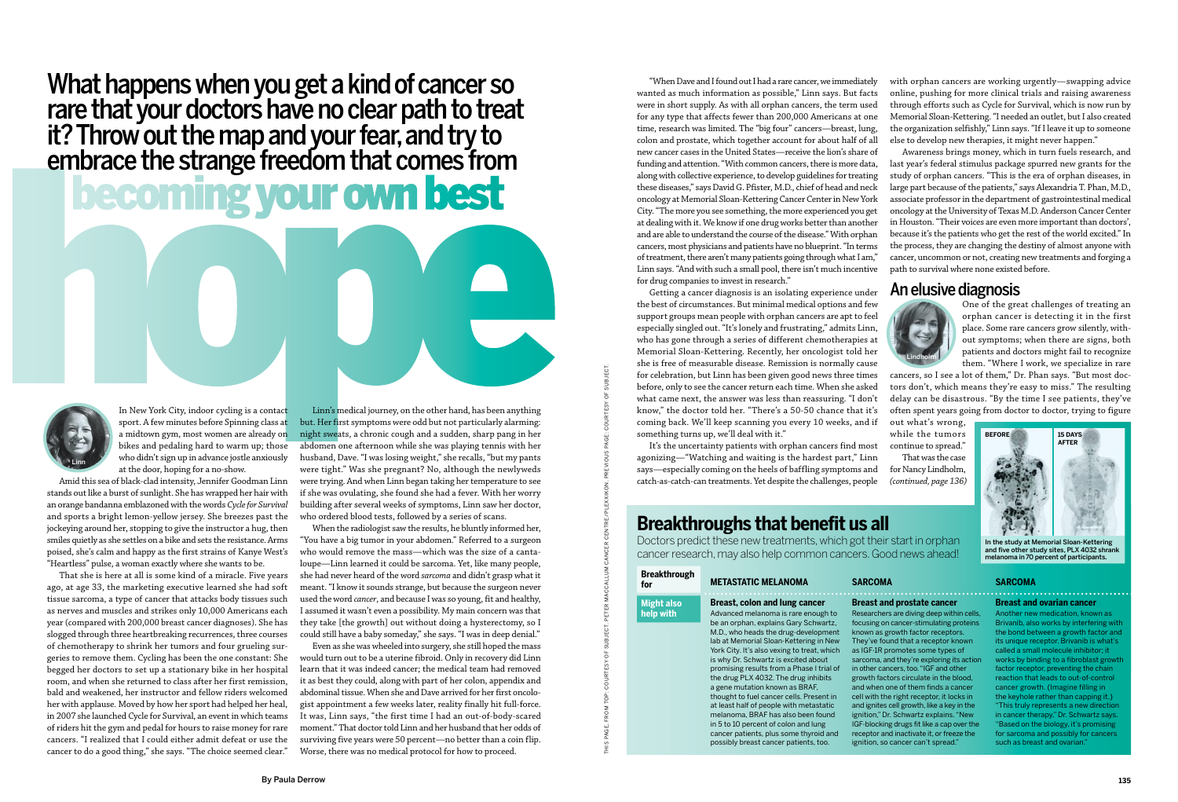# What happens when you get a kind of cancer so rare that your doctors have no clear path to treat it? Throw out the map and your fear, and try to embrace the strange freedom that comes from becoming your own best hope

By Paula Derrow

Linn

In New York City, indoor cycling is a contact sport. A few minutes before Spinning class at a midtown gym, most women are already on bikes and pedaling hard to warm up; those who didn't sign up in advance jostle anxiously at the door, hoping for a no-show.

Amid this sea of black-clad intensity, Jennifer Goodman Linn stands out like a burst of sunlight. She has wrapped her hair with an orange bandanna emblazoned with the words *Cycle for Survival* and sports a bright lemon-yellow jersey. She breezes past the jockeying around her, stopping to give the instructor a hug, then smiles quietly as she settles on a bike and sets the resistance. Arms poised, she's calm and happy as the first strains of Kanye West's "Heartless" pulse, a woman exactly where she wants to be.

That she is here at all is some kind of a miracle. Five years ago, at age 33, the marketing executive learned she had soft tissue sarcoma, a type of cancer that attacks body tissues such as nerves and muscles and strikes only 10,000 Americans each year (compared with 200,000 breast cancer diagnoses). She has slogged through three heartbreaking recurrences, three courses of chemotherapy to shrink her tumors and four grueling surgeries to remove them. Cycling has been the one constant: She begged her doctors to set up a stationary bike in her hospital room, and when she returned to class after her first remission, bald and weakened, her instructor and fellow riders welcomed her with applause. Moved by how her sport had helped her heal, in 2007 she launched Cycle for Survival, an event in which teams of riders hit the gym and pedal for hours to raise money for rare cancers. "I realized that I could either admit defeat or use the cancer to do a good thing," she says. "The choice seemed clear."

Linn's medical journey, on the other hand, has been anything but. Her first symptoms were odd but not particularly alarming: night sweats, a chronic cough and a sudden, sharp pang in her abdomen one afternoon while she was playing tennis with her husband, Dave. "I was losing weight," she recalls, "but my pants were tight." Was she pregnant? No, although the newlyweds were trying. And when Linn began taking her temperature to see if she was ovulating, she found she had a fever. With her worry building after several weeks of symptoms, Linn saw her doctor, who ordered blood tests, followed by a series of scans.

When the radiologist saw the results, he bluntly informed her, "You have a big tumor in your abdomen." Referred to a surgeon who would remove the mass—which was the size of a cantaloupe—Linn learned it could be sarcoma. Yet, like many people, she had never heard of the word *sarcoma* and didn't grasp what it meant. "I know it sounds strange, but because the surgeon never used the word *cancer*, and because I was so young, fit and healthy, I assumed it wasn't even a possibility. My main concern was that they take [the growth] out without doing a hysterectomy, so I could still have a baby someday," she says. "I was in deep denial."

Even as she was wheeled into surgery, she still hoped the mass would turn out to be a uterine fibroid. Only in recovery did Linn learn that it was indeed cancer; the medical team had removed it as best they could, along with part of her colon, appendix and abdominal tissue. When she and Dave arrived for her first oncologist appointment a few weeks later, reality finally hit full-force. It was, Linn says, "the first time I had an out-of-body-scared moment." That doctor told Linn and her husband that her odds of surviving five years were 50 percent—no better than a coin flip. Worse, there was no medical protocol for how to proceed.

"When Dave and I found out I had a rare cancer, we immediately wanted as much information as possible," Linn says. But facts were in short supply. As with all orphan cancers, the term used for any type that affects fewer than 200,000 Americans at one time, research was limited. The "big four" cancers—breast, lung, colon and prostate, which together account for about half of all new cancer cases in the United States—receive the lion's share of funding and attention. "With common cancers, there is more data, along with collective experience, to develop guidelines for treating these diseases," says David G. Pfister, M.D., chief of head and neck oncology at Memorial Sloan-Kettering Cancer Center in New York City. "The more you see something, the more experienced you get at dealing with it. We know if one drug works better than another and are able to understand the course of the disease." With orphan cancers, most physicians and patients have no blueprint. "In terms of treatment, there aren't many patients going through what I am," Linn says. "And with such a small pool, there isn't much incentive for drug companies to invest in research."

Getting a cancer diagnosis is an isolating experience under the best of circumstances. But minimal medical options and few support groups mean people with orphan cancers are apt to feel especially singled out. "It's lonely and frustrating," admits Linn, who has gone through a series of different chemotherapies at Memorial Sloan-Kettering. Recently, her oncologist told her she is free of measurable disease. Remission is normally cause for celebration, but Linn has been given good news three times before, only to see the cancer return each time. When she asked what came next, the answer was less than reassuring. "I don't know," the doctor told her. "There's a 50-50 chance that it's coming back. We'll keep scanning you every 10 weeks, and if something turns up, we'll deal with it."

It's the uncertainty patients with orphan cancers find most agonizing—"Watching and waiting is the hardest part," Linn says—especially coming on the heels of baffling symptoms and catch-as-catch-can treatments. Yet despite the challenges, people with orphan cancers are working urgently—swapping advice online, pushing for more clinical trials and raising awareness through efforts such as Cycle for Survival, which is now run by Memorial Sloan-Kettering. "I needed an outlet, but I also created the organization selfishly," Linn says. "If I leave it up to someone else to develop new therapies, it might never happen."

Awareness brings money, which in turn fuels research, and last year's federal stimulus package spurred new grants for the study of orphan cancers. "This is the era of orphan diseases, in large part because of the patients," says Alexandria T. Phan, M.D., associate professor in the department of gastrointestinal medical oncology at the University of Texas M.D. Anderson Cancer Center in Houston. "Their voices are even more important than doctors', because it's the patients who get the rest of the world excited." In the process, they are changing the destiny of almost anyone with cancer, uncommon or not, creating new treatments and forging a path to survival where none existed before.

## An elusive diagnosis

Lindholm

One of the great challenges of treating an orphan cancer is detecting it in the first place. Some rare cancers grow silently, without symptoms; when there are signs, both patients and doctors might fail to recognize them. "Where I work, we specialize in rare cancers, so I see a lot of them," Dr. Phan says. "But most doctors don't, which means they're easy to miss." The resulting delay can be disastrous. "By the time I see patients, they've often spent years going from doctor to doctor, trying to figure out what's wrong, while the tumors continue to spread."

That was the case for Nancy Lindholm, *(continued, page 136)*

BEFORE

15 DAYS AFTER

In the study at Memorial Sloan-Kettering and five other study sites, PLX 4032 shrank melanoma in 70 percent of participants.

## Breakthroughs that benefit us all

Doctors predict these new treatments, which got their start in orphan cancer research, may also help common cancers. Good news ahead!

| Breakthrough for | METASTATIC MELANOMA | SARCOMA | SARCOMA |
|---|---|---|---|
| Might also help with | **Breast, colon and lung cancer** Advanced melanoma is rare enough to be an orphan, explains Gary Schwartz, M.D., who heads the drug-development lab at Memorial Sloan-Kettering in New York City. It's also vexing to treat, which is why Dr. Schwartz is excited about promising results from a Phase I trial of the drug PLX 4032. The drug inhibits a gene mutation known as BRAF, thought to fuel cancer cells. Present in at least half of people with metastatic melanoma, BRAF has also been found in 5 to 10 percent of colon and lung cancer patients, plus some thyroid and possibly breast cancer patients, too. | **Breast and prostate cancer** Researchers are diving deep within cells, focusing on cancer-stimulating proteins known as growth factor receptors. They've found that a receptor known as IGF-1R promotes some types of sarcoma, and they're exploring its action in other cancers, too. "IGF and other growth factors circulate in the blood, and when one of them finds a cancer cell with the right receptor, it locks in and ignites cell growth, like a key in the ignition," Dr. Schwartz explains. "New IGF-blocking drugs fit like a cap over the receptor and inactivate it, or freeze the ignition, so cancer can't spread." | **Breast and ovarian cancer** Another new medication, known as Brivanib, also works by interfering with the bond between a growth factor and its unique receptor. Brivanib is what's called a small molecule inhibitor; it works by binding to a fibroblast growth factor receptor, preventing the chain reaction that leads to out-of-control cancer growth. (Imagine filling in the keyhole rather than capping it.) "This truly represents a new direction in cancer therapy," Dr. Schwartz says. "Based on the biology, it's promising for sarcoma and possibly for cancers such as breast and ovarian." |

THIS PAGE, FROM TOP: COURTESY OF SUBJECT; PETER MACCALLUM CANCER CENTRE/PLEXXIKON. PREVIOUS PAGE: COURTESY OF SUBJECT.